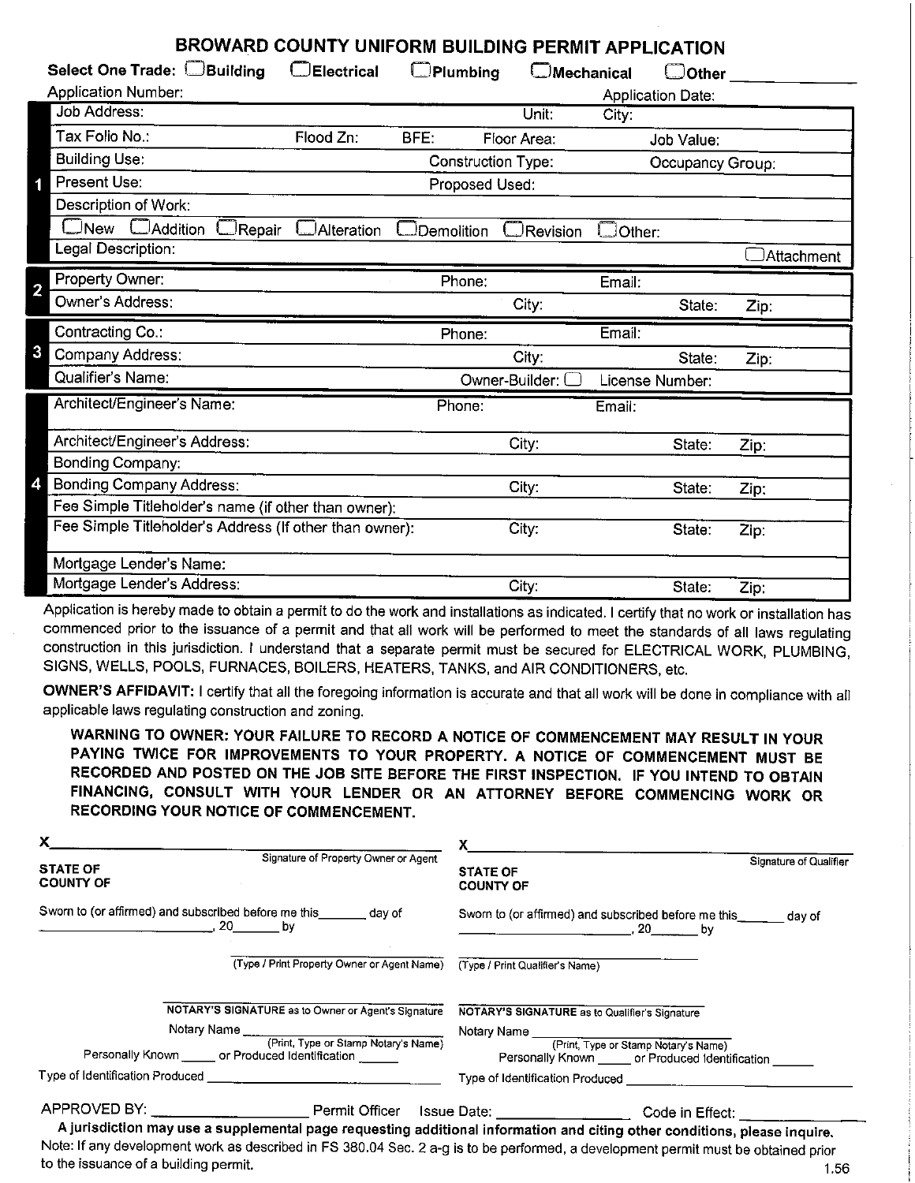# BROWARD COUNTY UNIFORM BUILDING PERMIT APPLICATION

**Select One Trade:** ☐ Building ☐ Electrical ☐ Plumbing ☐ Mechanical ☐ Other ____________

Application Number: Application Date:

**1**

| | | | |
|---|---|---|---|
| Job Address: | | Unit: | City: |
| Tax Folio No.: | Flood Zn: BFE: | Floor Area: | Job Value: |
| Building Use: | Construction Type: | | Occupancy Group: |
| Present Use: | Proposed Used: | | |
| Description of Work: | | | |
| ☐ New ☐ Addition ☐ Repair ☐ Alteration ☐ Demolition ☐ Revision ☐ Other: | | | |
| Legal Description: | | | ☐ Attachment |

**2**

| | | | | |
|---|---|---|---|---|
| Property Owner: | Phone: | Email: | | |
| Owner's Address: | City: | | State: | Zip: |

**3**

| | | | | |
|---|---|---|---|---|
| Contracting Co.: | Phone: | Email: | | |
| Company Address: | City: | | State: | Zip: |
| Qualifier's Name: | Owner-Builder: ☐ | License Number: | | |

**4**

| | | | | |
|---|---|---|---|---|
| Architect/Engineer's Name: | Phone: | Email: | | |
| Architect/Engineer's Address: | City: | | State: | Zip: |
| Bonding Company: | | | | |
| Bonding Company Address: | City: | | State: | Zip: |
| Fee Simple Titleholder's name (if other than owner): | | | | |
| Fee Simple Titleholder's Address (If other than owner): | City: | | State: | Zip: |
| Mortgage Lender's Name: | | | | |
| Mortgage Lender's Address: | City: | | State: | Zip: |

Application is hereby made to obtain a permit to do the work and installations as indicated. I certify that no work or installation has commenced prior to the issuance of a permit and that all work will be performed to meet the standards of all laws regulating construction in this jurisdiction. I understand that a separate permit must be secured for ELECTRICAL WORK, PLUMBING, SIGNS, WELLS, POOLS, FURNACES, BOILERS, HEATERS, TANKS, and AIR CONDITIONERS, etc.

**OWNER'S AFFIDAVIT:** I certify that all the foregoing information is accurate and that all work will be done in compliance with all applicable laws regulating construction and zoning.

**WARNING TO OWNER: YOUR FAILURE TO RECORD A NOTICE OF COMMENCEMENT MAY RESULT IN YOUR PAYING TWICE FOR IMPROVEMENTS TO YOUR PROPERTY. A NOTICE OF COMMENCEMENT MUST BE RECORDED AND POSTED ON THE JOB SITE BEFORE THE FIRST INSPECTION. IF YOU INTEND TO OBTAIN FINANCING, CONSULT WITH YOUR LENDER OR AN ATTORNEY BEFORE COMMENCING WORK OR RECORDING YOUR NOTICE OF COMMENCEMENT.**

X________________________________________
Signature of Property Owner or Agent

**STATE OF**
**COUNTY OF**

Sworn to (or affirmed) and subscribed before me this_______ day of ________________________, 20_______ by

________________________________________
(Type / Print Property Owner or Agent Name)

________________________________________
**NOTARY'S SIGNATURE** as to Owner or Agent's Signature

Notary Name ________________________________
(Print, Type or Stamp Notary's Name)

Personally Known _____ or Produced Identification ______

Type of Identification Produced ______________________

X________________________________________
Signature of Qualifier

**STATE OF**
**COUNTY OF**

Sworn to (or affirmed) and subscribed before me this_______ day of ________________________, 20_______ by

________________________________________
(Type / Print Qualifier's Name)

________________________________________
**NOTARY'S SIGNATURE** as to Qualifier's Signature

Notary Name ________________________________
(Print, Type or Stamp Notary's Name)

Personally Known _____ or Produced Identification ______

Type of Identification Produced ______________________

APPROVED BY: ____________________ Permit Officer Issue Date: ________________ Code in Effect: ____________

**A jurisdiction may use a supplemental page requesting additional information and citing other conditions, please inquire.**

Note: If any development work as described in FS 380.04 Sec. 2 a-g is to be performed, a development permit must be obtained prior to the issuance of a building permit.

1.56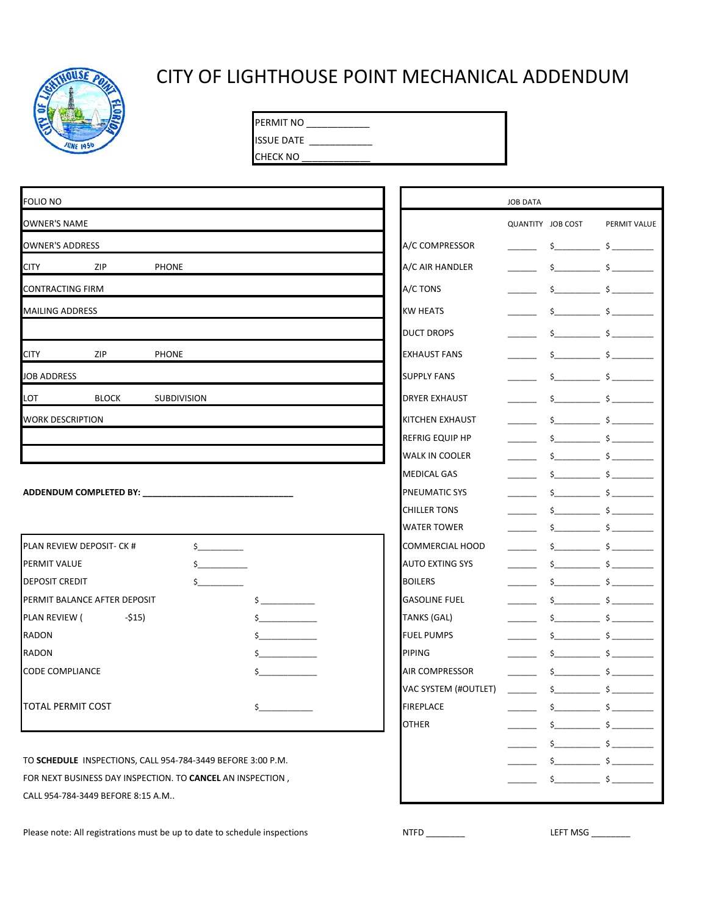# CITY OF LIGHTHOUSE POINT MECHANICAL ADDENDUM

PERMIT NO ____________

ISSUE DATE ____________

CHECK NO ____________

| | | |
|---|---|---|
| FOLIO NO | | |
| OWNER'S NAME | | |
| OWNER'S ADDRESS | | |
| CITY | ZIP | PHONE |
| CONTRACTING FIRM | | |
| MAILING ADDRESS | | |
| | | |
| CITY | ZIP | PHONE |
| JOB ADDRESS | | |
| LOT | BLOCK | SUBDIVISION |
| WORK DESCRIPTION | | |
| | | |
| | | |

**ADDENDUM COMPLETED BY:** ________________________________

| | | |
|---|---|---|
| PLAN REVIEW DEPOSIT- CK # | $_________ | |
| PERMIT VALUE | $__________ | |
| DEPOSIT CREDIT | $_________ | |
| PERMIT BALANCE AFTER DEPOSIT | | $ ___________ |
| PLAN REVIEW ( -$15) | | $____________ |
| RADON | | $____________ |
| RADON | | $____________ |
| CODE COMPLIANCE | | $____________ |
| TOTAL PERMIT COST | | $___________ |

TO **SCHEDULE** INSPECTIONS, CALL 954-784-3449 BEFORE 3:00 P.M. FOR NEXT BUSINESS DAY INSPECTION. TO **CANCEL** AN INSPECTION , CALL 954-784-3449 BEFORE 8:15 A.M..

| JOB DATA | QUANTITY | JOB COST | PERMIT VALUE |
|---|---|---|---|
| A/C COMPRESSOR | ______ | $_________ | $ _________ |
| A/C AIR HANDLER | ______ | $_________ | $ _________ |
| A/C TONS | ______ | $_________ | $ _________ |
| KW HEATS | ______ | $_________ | $ _________ |
| DUCT DROPS | ______ | $_________ | $ _________ |
| EXHAUST FANS | ______ | $_________ | $ _________ |
| SUPPLY FANS | ______ | $_________ | $ _________ |
| DRYER EXHAUST | ______ | $_________ | $ _________ |
| KITCHEN EXHAUST | ______ | $_________ | $ _________ |
| REFRIG EQUIP HP | ______ | $_________ | $ _________ |
| WALK IN COOLER | ______ | $_________ | $ _________ |
| MEDICAL GAS | ______ | $_________ | $ _________ |
| PNEUMATIC SYS | ______ | $_________ | $ _________ |
| CHILLER TONS | ______ | $_________ | $ _________ |
| WATER TOWER | ______ | $_________ | $ _________ |
| COMMERCIAL HOOD | ______ | $_________ | $ _________ |
| AUTO EXTING SYS | ______ | $_________ | $ _________ |
| BOILERS | ______ | $_________ | $ _________ |
| GASOLINE FUEL | ______ | $_________ | $ _________ |
| TANKS (GAL) | ______ | $_________ | $ _________ |
| FUEL PUMPS | ______ | $_________ | $ _________ |
| PIPING | ______ | $_________ | $ _________ |
| AIR COMPRESSOR | ______ | $_________ | $ _________ |
| VAC SYSTEM (#OUTLET) | ______ | $_________ | $ _________ |
| FIREPLACE | ______ | $_________ | $ _________ |
| OTHER | ______ | $_________ | $ _________ |
| | ______ | $_________ | $ _________ |
| | ______ | $_________ | $ _________ |
| | ______ | $_________ | $ _________ |

Please note: All registrations must be up to date to schedule inspections

NTFD ________ LEFT MSG ________